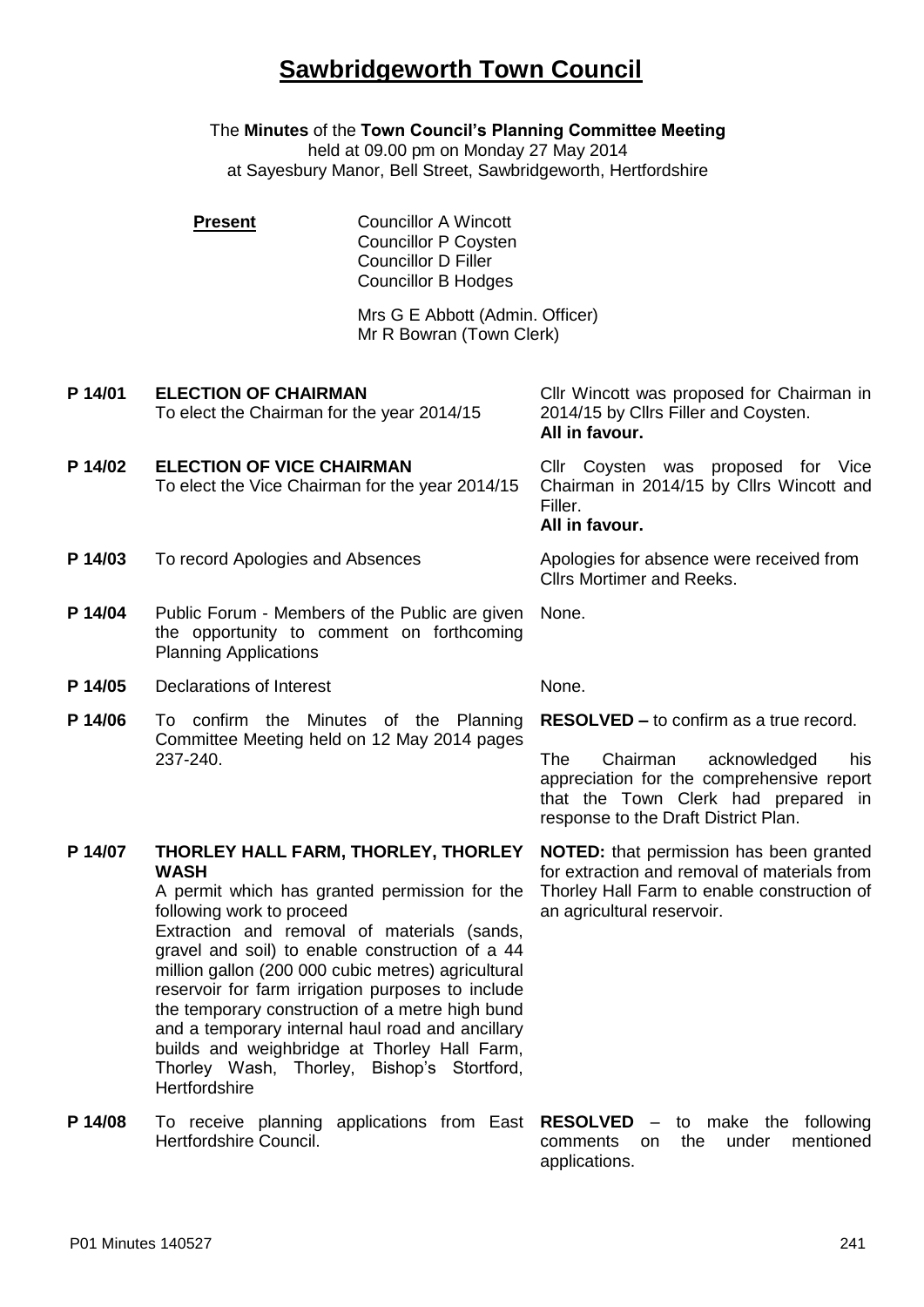# Sawbridgeworth Town Council

The **Minutes** of the **Town Council's Planning Committee Meeting**
held at 09.00 pm on Monday 27 May 2014
at Sayesbury Manor, Bell Street, Sawbridgeworth, Hertfordshire

**Present**

Councillor A Wincott
Councillor P Coysten
Councillor D Filler
Councillor B Hodges

Mrs G E Abbott (Admin. Officer)
Mr R Bowran (Town Clerk)

| | | |
|---|---|---|
| P 14/01 | **ELECTION OF CHAIRMAN**<br>To elect the Chairman for the year 2014/15 | Cllr Wincott was proposed for Chairman in 2014/15 by Cllrs Filler and Coysten.<br>**All in favour.** |
| P 14/02 | **ELECTION OF VICE CHAIRMAN**<br>To elect the Vice Chairman for the year 2014/15 | Cllr Coysten was proposed for Vice Chairman in 2014/15 by Cllrs Wincott and Filler.<br>**All in favour.** |
| P 14/03 | To record Apologies and Absences | Apologies for absence were received from Cllrs Mortimer and Reeks. |
| P 14/04 | Public Forum - Members of the Public are given the opportunity to comment on forthcoming Planning Applications | None. |
| P 14/05 | Declarations of Interest | None. |
| P 14/06 | To confirm the Minutes of the Planning Committee Meeting held on 12 May 2014 pages 237-240. | **RESOLVED –** to confirm as a true record.<br><br>The Chairman acknowledged his appreciation for the comprehensive report that the Town Clerk had prepared in response to the Draft District Plan. |
| P 14/07 | **THORLEY HALL FARM, THORLEY, THORLEY WASH**<br>A permit which has granted permission for the following work to proceed<br>Extraction and removal of materials (sands, gravel and soil) to enable construction of a 44 million gallon (200 000 cubic metres) agricultural reservoir for farm irrigation purposes to include the temporary construction of a metre high bund and a temporary internal haul road and ancillary builds and weighbridge at Thorley Hall Farm, Thorley Wash, Thorley, Bishop's Stortford, Hertfordshire | **NOTED:** that permission has been granted for extraction and removal of materials from Thorley Hall Farm to enable construction of an agricultural reservoir. |
| P 14/08 | To receive planning applications from East Hertfordshire Council. | **RESOLVED** – to make the following comments on the under mentioned applications. |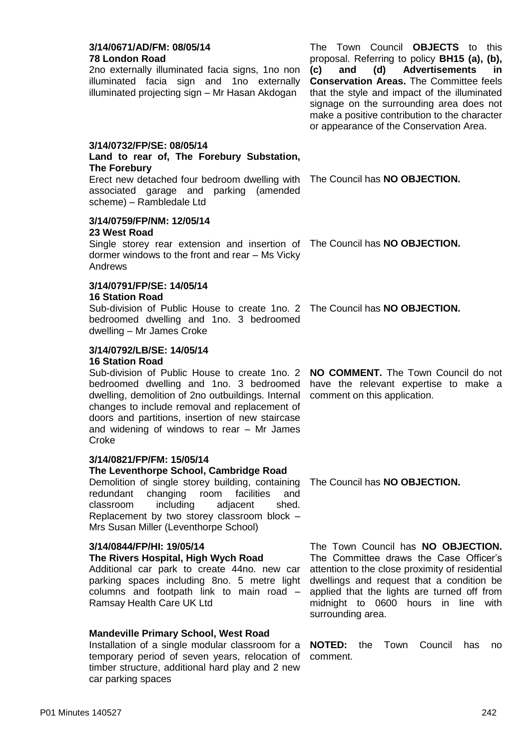**3/14/0671/AD/FM: 08/05/14**
**78 London Road**
2no externally illuminated facia signs, 1no non illuminated facia sign and 1no externally illuminated projecting sign – Mr Hasan Akdogan

The Town Council **OBJECTS** to this proposal. Referring to policy **BH15 (a), (b), (c) and (d) Advertisements in Conservation Areas.** The Committee feels that the style and impact of the illuminated signage on the surrounding area does not make a positive contribution to the character or appearance of the Conservation Area.

**3/14/0732/FP/SE: 08/05/14**
**Land to rear of, The Forebury Substation, The Forebury**
Erect new detached four bedroom dwelling with associated garage and parking (amended scheme) – Rambledale Ltd

The Council has **NO OBJECTION.**

**3/14/0759/FP/NM: 12/05/14**
**23 West Road**
Single storey rear extension and insertion of dormer windows to the front and rear – Ms Vicky Andrews

The Council has **NO OBJECTION.**

**3/14/0791/FP/SE: 14/05/14**
**16 Station Road**
Sub-division of Public House to create 1no. 2 bedroomed dwelling and 1no. 3 bedroomed dwelling – Mr James Croke

The Council has **NO OBJECTION.**

**3/14/0792/LB/SE: 14/05/14**
**16 Station Road**
Sub-division of Public House to create 1no. 2 bedroomed dwelling and 1no. 3 bedroomed dwelling, demolition of 2no outbuildings. Internal changes to include removal and replacement of doors and partitions, insertion of new staircase and widening of windows to rear – Mr James Croke

**NO COMMENT.** The Town Council do not have the relevant expertise to make a comment on this application.

**3/14/0821/FP/FM: 15/05/14**
**The Leventhorpe School, Cambridge Road**
Demolition of single storey building, containing redundant changing room facilities and classroom including adjacent shed. Replacement by two storey classroom block – Mrs Susan Miller (Leventhorpe School)

The Council has **NO OBJECTION.**

**3/14/0844/FP/HI: 19/05/14**
**The Rivers Hospital, High Wych Road**
Additional car park to create 44no. new car parking spaces including 8no. 5 metre light columns and footpath link to main road – Ramsay Health Care UK Ltd

The Town Council has **NO OBJECTION.** The Committee draws the Case Officer's attention to the close proximity of residential dwellings and request that a condition be applied that the lights are turned off from midnight to 0600 hours in line with surrounding area.

**Mandeville Primary School, West Road**
Installation of a single modular classroom for a temporary period of seven years, relocation of timber structure, additional hard play and 2 new car parking spaces

**NOTED:** the Town Council has no comment.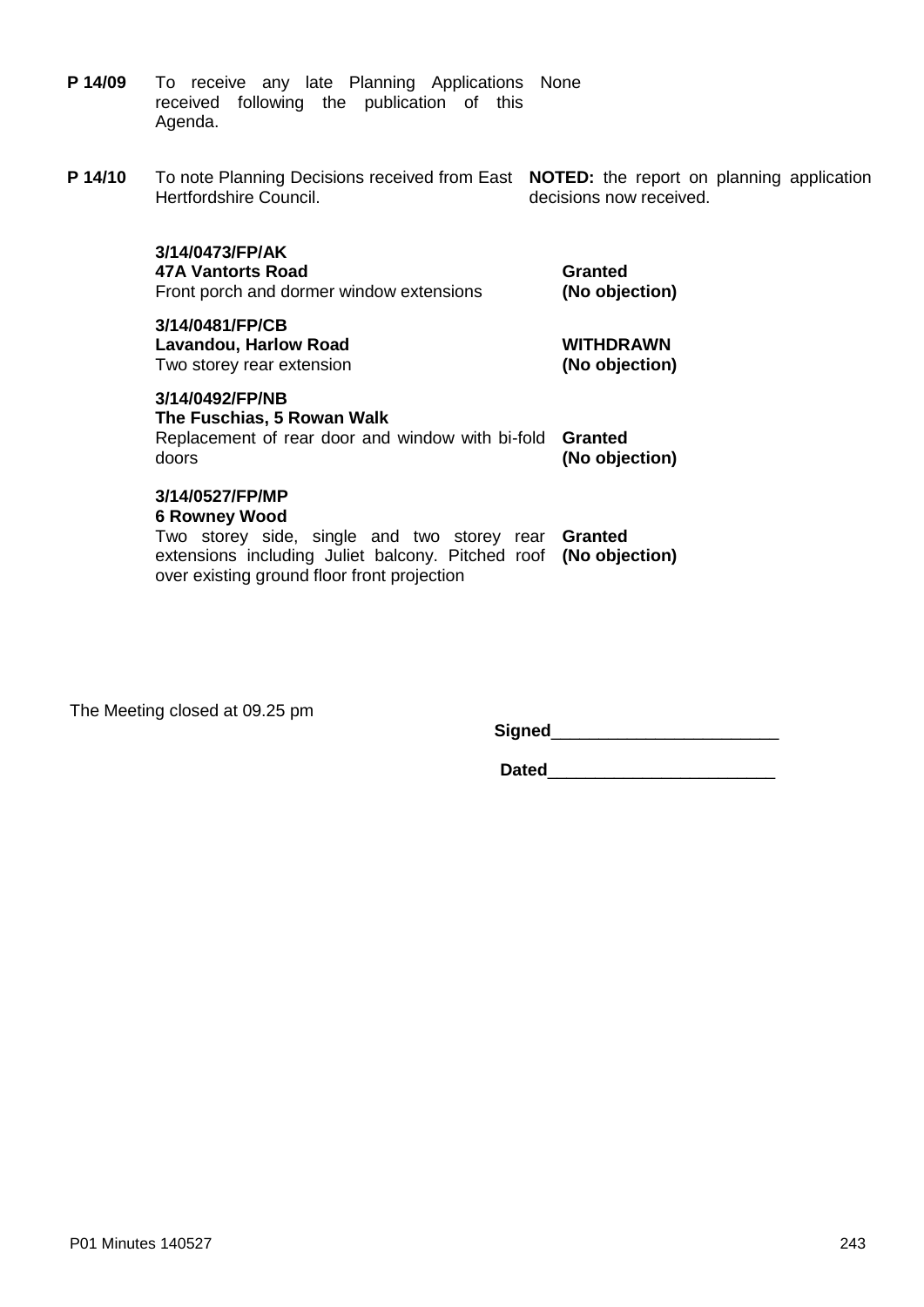| | | |
|---|---|---|
| **P 14/09** | To receive any late Planning Applications received following the publication of this Agenda. | None |
| **P 14/10** | To note Planning Decisions received from East Hertfordshire Council. | **NOTED:** the report on planning application decisions now received. |

**3/14/0473/FP/AK**
**47A Vantorts Road**
Front porch and dormer window extensions — **Granted (No objection)**

**3/14/0481/FP/CB**
**Lavandou, Harlow Road**
Two storey rear extension — **WITHDRAWN (No objection)**

**3/14/0492/FP/NB**
**The Fuschias, 5 Rowan Walk**
Replacement of rear door and window with bi-fold doors — **Granted (No objection)**

**3/14/0527/FP/MP**
**6 Rowney Wood**
Two storey side, single and two storey rear extensions including Juliet balcony. Pitched roof over existing ground floor front projection — **Granted (No objection)**

The Meeting closed at 09.25 pm

**Signed**_______________________

**Dated**_______________________

P01 Minutes 140527